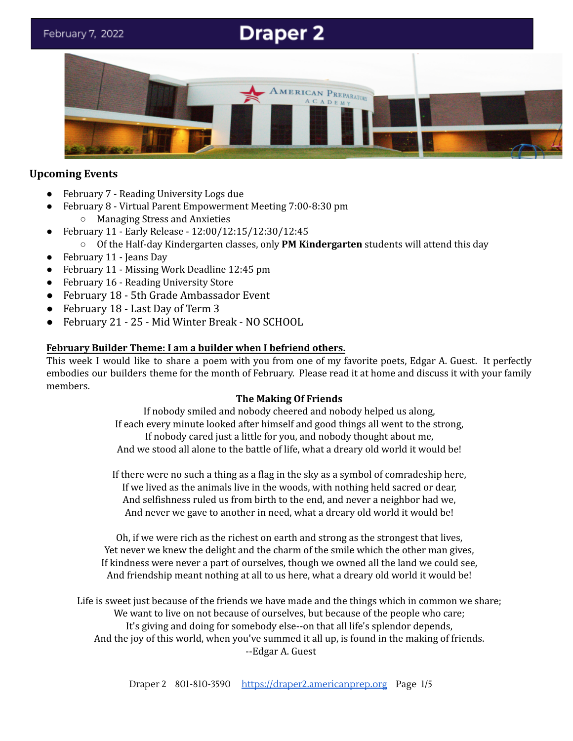February 7, 2022

# Draper 2

## Upcoming Events

- February 7 - Reading University Logs due
- February 8 - Virtual Parent Empowerment Meeting 7:00-8:30 pm
  - Managing Stress and Anxieties
- February 11 - Early Release - 12:00/12:15/12:30/12:45
  - Of the Half-day Kindergarten classes, only **PM Kindergarten** students will attend this day
- February 11 - Jeans Day
- February 11 - Missing Work Deadline 12:45 pm
- February 16 - Reading University Store
- February 18 - 5th Grade Ambassador Event
- February 18 - Last Day of Term 3
- February 21 - 25 - Mid Winter Break - NO SCHOOL

**February Builder Theme: I am a builder when I befriend others.**

This week I would like to share a poem with you from one of my favorite poets, Edgar A. Guest. It perfectly embodies our builders theme for the month of February. Please read it at home and discuss it with your family members.

**The Making Of Friends**

If nobody smiled and nobody cheered and nobody helped us along,
If each every minute looked after himself and good things all went to the strong,
If nobody cared just a little for you, and nobody thought about me,
And we stood all alone to the battle of life, what a dreary old world it would be!

If there were no such a thing as a flag in the sky as a symbol of comradeship here,
If we lived as the animals live in the woods, with nothing held sacred or dear,
And selfishness ruled us from birth to the end, and never a neighbor had we,
And never we gave to another in need, what a dreary old world it would be!

Oh, if we were rich as the richest on earth and strong as the strongest that lives,
Yet never we knew the delight and the charm of the smile which the other man gives,
If kindness were never a part of ourselves, though we owned all the land we could see,
And friendship meant nothing at all to us here, what a dreary old world it would be!

Life is sweet just because of the friends we have made and the things which in common we share;
We want to live on not because of ourselves, but because of the people who care;
It's giving and doing for somebody else--on that all life's splendor depends,
And the joy of this world, when you've summed it all up, is found in the making of friends.

--Edgar A. Guest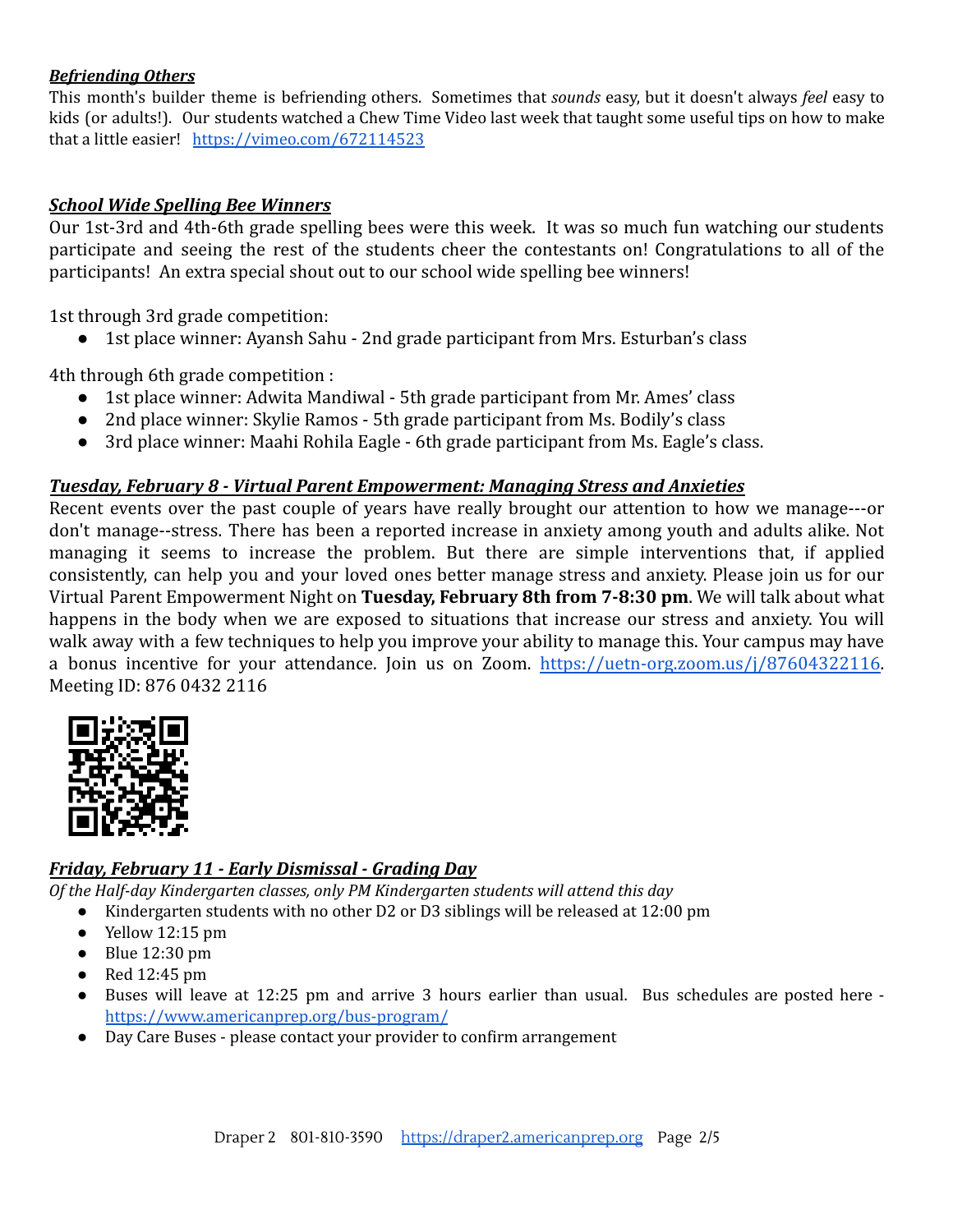***Befriending Others***

This month's builder theme is befriending others. Sometimes that *sounds* easy, but it doesn't always *feel* easy to kids (or adults!). Our students watched a Chew Time Video last week that taught some useful tips on how to make that a little easier! https://vimeo.com/672114523

***School Wide Spelling Bee Winners***

Our 1st-3rd and 4th-6th grade spelling bees were this week. It was so much fun watching our students participate and seeing the rest of the students cheer the contestants on! Congratulations to all of the participants! An extra special shout out to our school wide spelling bee winners!

1st through 3rd grade competition:

- 1st place winner: Ayansh Sahu - 2nd grade participant from Mrs. Esturban's class

4th through 6th grade competition :

- 1st place winner: Adwita Mandiwal - 5th grade participant from Mr. Ames' class
- 2nd place winner: Skylie Ramos - 5th grade participant from Ms. Bodily's class
- 3rd place winner: Maahi Rohila Eagle - 6th grade participant from Ms. Eagle's class.

***Tuesday, February 8 - Virtual Parent Empowerment: Managing Stress and Anxieties***

Recent events over the past couple of years have really brought our attention to how we manage---or don't manage--stress. There has been a reported increase in anxiety among youth and adults alike. Not managing it seems to increase the problem. But there are simple interventions that, if applied consistently, can help you and your loved ones better manage stress and anxiety. Please join us for our Virtual Parent Empowerment Night on **Tuesday, February 8th from 7-8:30 pm**. We will talk about what happens in the body when we are exposed to situations that increase our stress and anxiety. You will walk away with a few techniques to help you improve your ability to manage this. Your campus may have a bonus incentive for your attendance. Join us on Zoom. https://uetn-org.zoom.us/j/87604322116. Meeting ID: 876 0432 2116

***Friday, February 11 - Early Dismissal - Grading Day***

*Of the Half-day Kindergarten classes, only PM Kindergarten students will attend this day*

- Kindergarten students with no other D2 or D3 siblings will be released at 12:00 pm
- Yellow 12:15 pm
- Blue 12:30 pm
- Red 12:45 pm
- Buses will leave at 12:25 pm and arrive 3 hours earlier than usual. Bus schedules are posted here - https://www.americanprep.org/bus-program/
- Day Care Buses - please contact your provider to confirm arrangement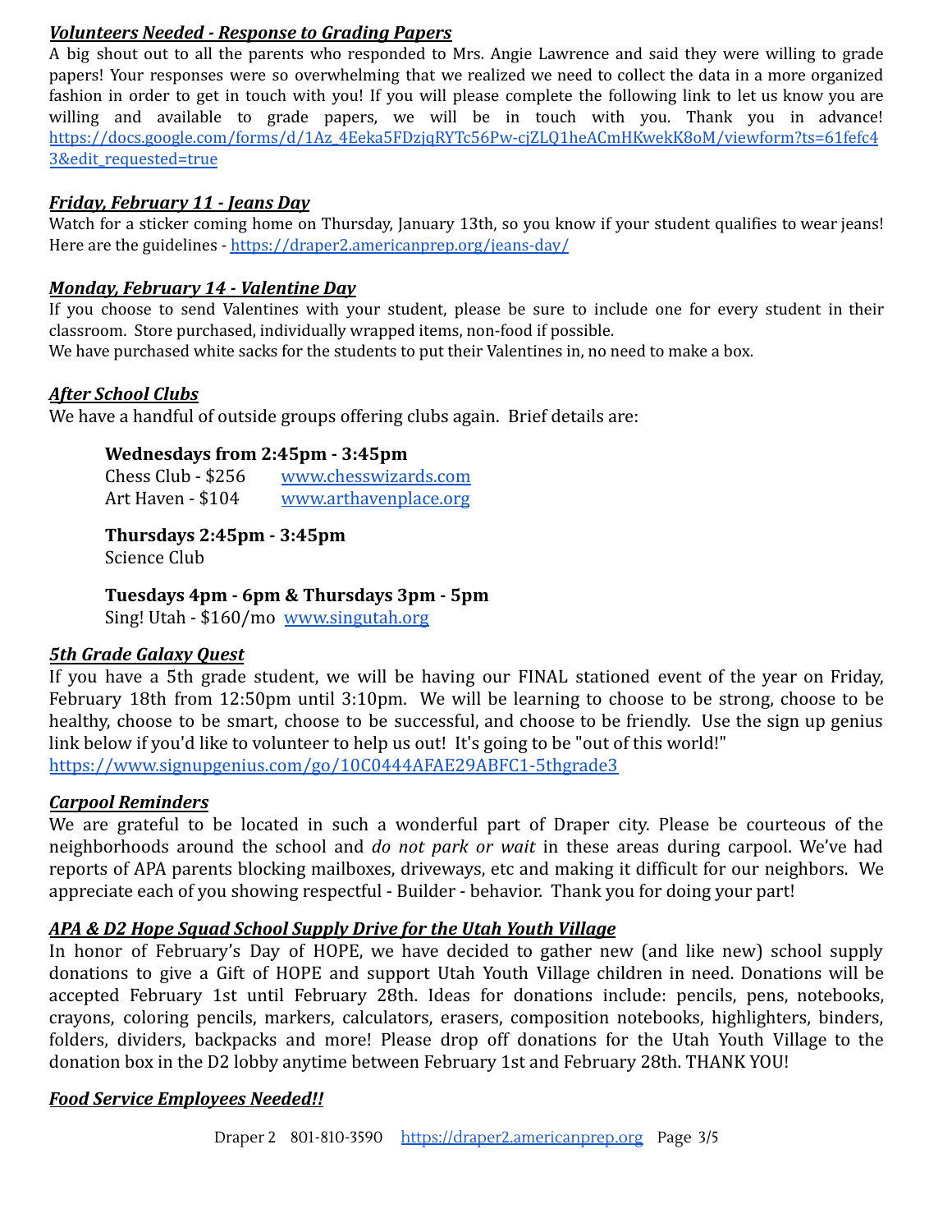***Volunteers Needed - Response to Grading Papers***

A big shout out to all the parents who responded to Mrs. Angie Lawrence and said they were willing to grade papers! Your responses were so overwhelming that we realized we need to collect the data in a more organized fashion in order to get in touch with you! If you will please complete the following link to let us know you are willing and available to grade papers, we will be in touch with you. Thank you in advance! https://docs.google.com/forms/d/1Az_4Eeka5FDzjqRYTc56Pw-cjZLQ1heACmHKwekK8oM/viewform?ts=61fefc43&edit_requested=true

***Friday, February 11 - Jeans Day***

Watch for a sticker coming home on Thursday, January 13th, so you know if your student qualifies to wear jeans! Here are the guidelines - https://draper2.americanprep.org/jeans-day/

***Monday, February 14 - Valentine Day***

If you choose to send Valentines with your student, please be sure to include one for every student in their classroom. Store purchased, individually wrapped items, non-food if possible.
We have purchased white sacks for the students to put their Valentines in, no need to make a box.

***After School Clubs***

We have a handful of outside groups offering clubs again. Brief details are:

**Wednesdays from 2:45pm - 3:45pm**
Chess Club - $256 www.chesswizards.com
Art Haven - $104 www.arthavenplace.org

**Thursdays 2:45pm - 3:45pm**
Science Club

**Tuesdays 4pm - 6pm & Thursdays 3pm - 5pm**
Sing! Utah - $160/mo www.singutah.org

***5th Grade Galaxy Quest***

If you have a 5th grade student, we will be having our FINAL stationed event of the year on Friday, February 18th from 12:50pm until 3:10pm. We will be learning to choose to be strong, choose to be healthy, choose to be smart, choose to be successful, and choose to be friendly. Use the sign up genius link below if you'd like to volunteer to help us out! It's going to be "out of this world!"
https://www.signupgenius.com/go/10C0444AFAE29ABFC1-5thgrade3

***Carpool Reminders***

We are grateful to be located in such a wonderful part of Draper city. Please be courteous of the neighborhoods around the school and *do not park or wait* in these areas during carpool. We've had reports of APA parents blocking mailboxes, driveways, etc and making it difficult for our neighbors. We appreciate each of you showing respectful - Builder - behavior. Thank you for doing your part!

***APA & D2 Hope Squad School Supply Drive for the Utah Youth Village***

In honor of February's Day of HOPE, we have decided to gather new (and like new) school supply donations to give a Gift of HOPE and support Utah Youth Village children in need. Donations will be accepted February 1st until February 28th. Ideas for donations include: pencils, pens, notebooks, crayons, coloring pencils, markers, calculators, erasers, composition notebooks, highlighters, binders, folders, dividers, backpacks and more! Please drop off donations for the Utah Youth Village to the donation box in the D2 lobby anytime between February 1st and February 28th. THANK YOU!

***Food Service Employees Needed!!***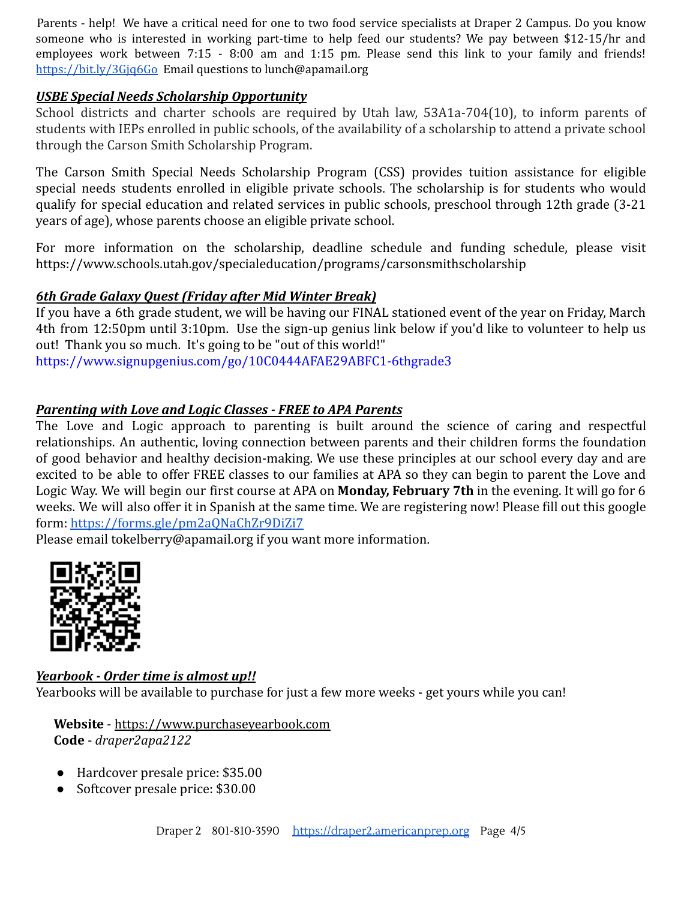Parents - help! We have a critical need for one to two food service specialists at Draper 2 Campus. Do you know someone who is interested in working part-time to help feed our students? We pay between $12-15/hr and employees work between 7:15 - 8:00 am and 1:15 pm. Please send this link to your family and friends! https://bit.ly/3Gjq6Go Email questions to lunch@apamail.org

***USBE Special Needs Scholarship Opportunity***

School districts and charter schools are required by Utah law, 53A1a-704(10), to inform parents of students with IEPs enrolled in public schools, of the availability of a scholarship to attend a private school through the Carson Smith Scholarship Program.

The Carson Smith Special Needs Scholarship Program (CSS) provides tuition assistance for eligible special needs students enrolled in eligible private schools. The scholarship is for students who would qualify for special education and related services in public schools, preschool through 12th grade (3-21 years of age), whose parents choose an eligible private school.

For more information on the scholarship, deadline schedule and funding schedule, please visit https://www.schools.utah.gov/specialeducation/programs/carsonsmithscholarship

***6th Grade Galaxy Quest (Friday after Mid Winter Break)***

If you have a 6th grade student, we will be having our FINAL stationed event of the year on Friday, March 4th from 12:50pm until 3:10pm. Use the sign-up genius link below if you'd like to volunteer to help us out! Thank you so much. It's going to be "out of this world!"
https://www.signupgenius.com/go/10C0444AFAE29ABFC1-6thgrade3

***Parenting with Love and Logic Classes - FREE to APA Parents***

The Love and Logic approach to parenting is built around the science of caring and respectful relationships. An authentic, loving connection between parents and their children forms the foundation of good behavior and healthy decision-making. We use these principles at our school every day and are excited to be able to offer FREE classes to our families at APA so they can begin to parent the Love and Logic Way. We will begin our first course at APA on **Monday, February 7th** in the evening. It will go for 6 weeks. We will also offer it in Spanish at the same time. We are registering now! Please fill out this google form: https://forms.gle/pm2aQNaChZr9DiZi7
Please email tokelberry@apamail.org if you want more information.

***Yearbook - Order time is almost up!!***

Yearbooks will be available to purchase for just a few more weeks - get yours while you can!

**Website** - https://www.purchaseyearbook.com
**Code** - *draper2apa2122*

- Hardcover presale price: $35.00
- Softcover presale price: $30.00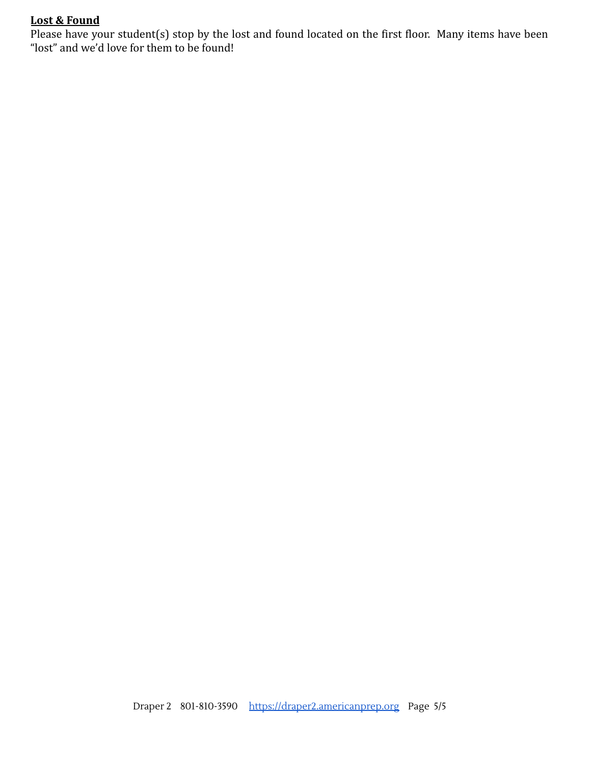**Lost & Found**

Please have your student(s) stop by the lost and found located on the first floor. Many items have been "lost" and we'd love for them to be found!